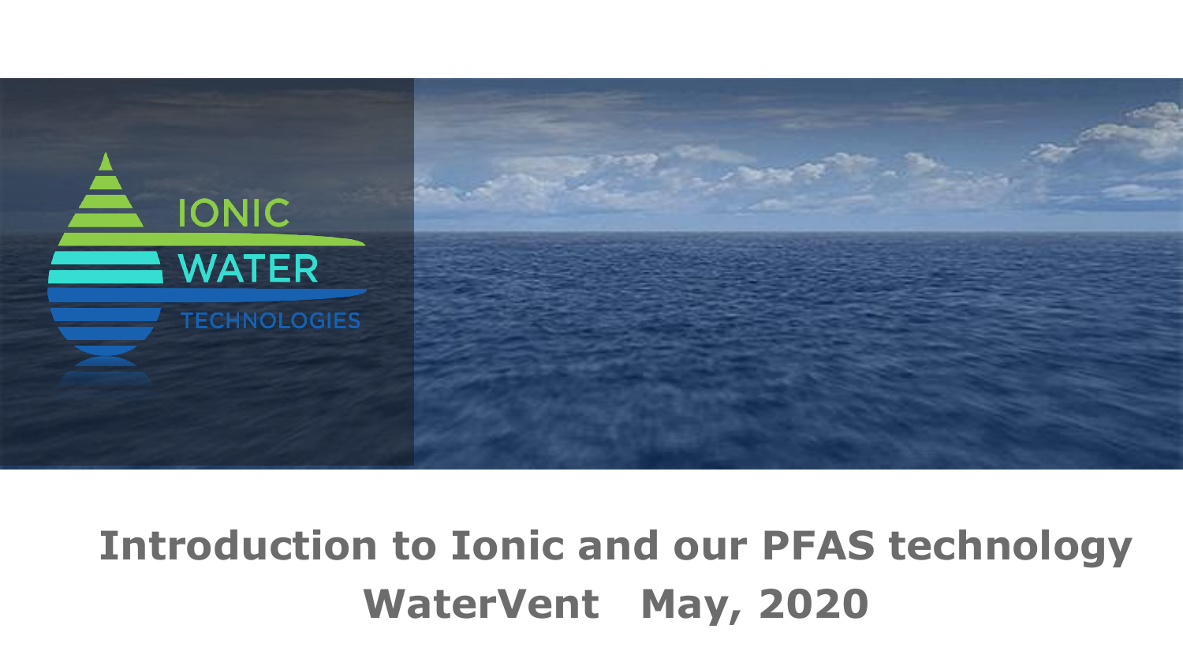IONIC WATER TECHNOLOGIES

# Introduction to Ionic and our PFAS technology

## WaterVent May, 2020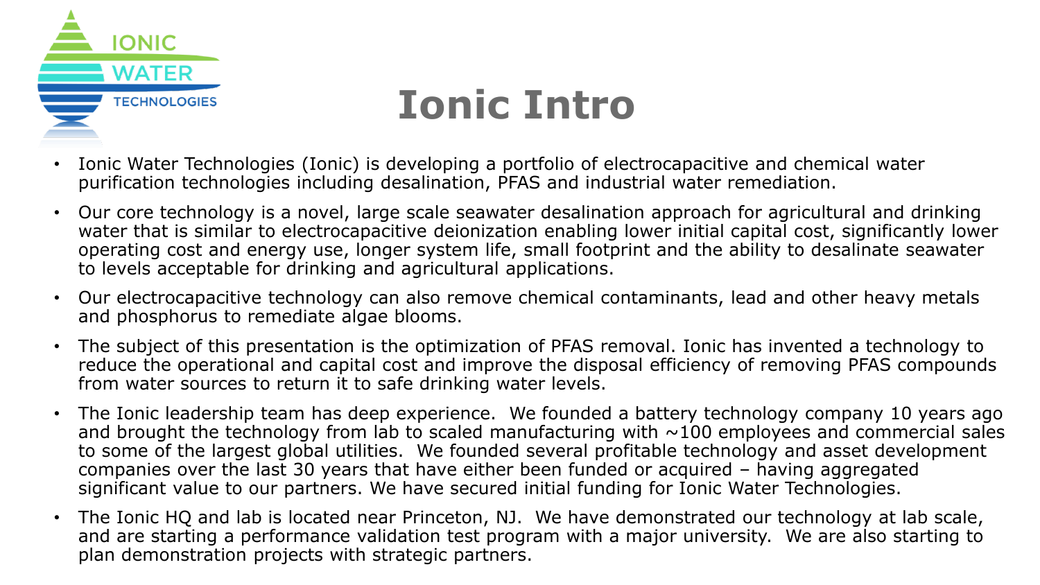# Ionic Intro

- Ionic Water Technologies (Ionic) is developing a portfolio of electrocapacitive and chemical water purification technologies including desalination, PFAS and industrial water remediation.
- Our core technology is a novel, large scale seawater desalination approach for agricultural and drinking water that is similar to electrocapacitive deionization enabling lower initial capital cost, significantly lower operating cost and energy use, longer system life, small footprint and the ability to desalinate seawater to levels acceptable for drinking and agricultural applications.
- Our electrocapacitive technology can also remove chemical contaminants, lead and other heavy metals and phosphorus to remediate algae blooms.
- The subject of this presentation is the optimization of PFAS removal. Ionic has invented a technology to reduce the operational and capital cost and improve the disposal efficiency of removing PFAS compounds from water sources to return it to safe drinking water levels.
- The Ionic leadership team has deep experience. We founded a battery technology company 10 years ago and brought the technology from lab to scaled manufacturing with ~100 employees and commercial sales to some of the largest global utilities. We founded several profitable technology and asset development companies over the last 30 years that have either been funded or acquired – having aggregated significant value to our partners. We have secured initial funding for Ionic Water Technologies.
- The Ionic HQ and lab is located near Princeton, NJ. We have demonstrated our technology at lab scale, and are starting a performance validation test program with a major university. We are also starting to plan demonstration projects with strategic partners.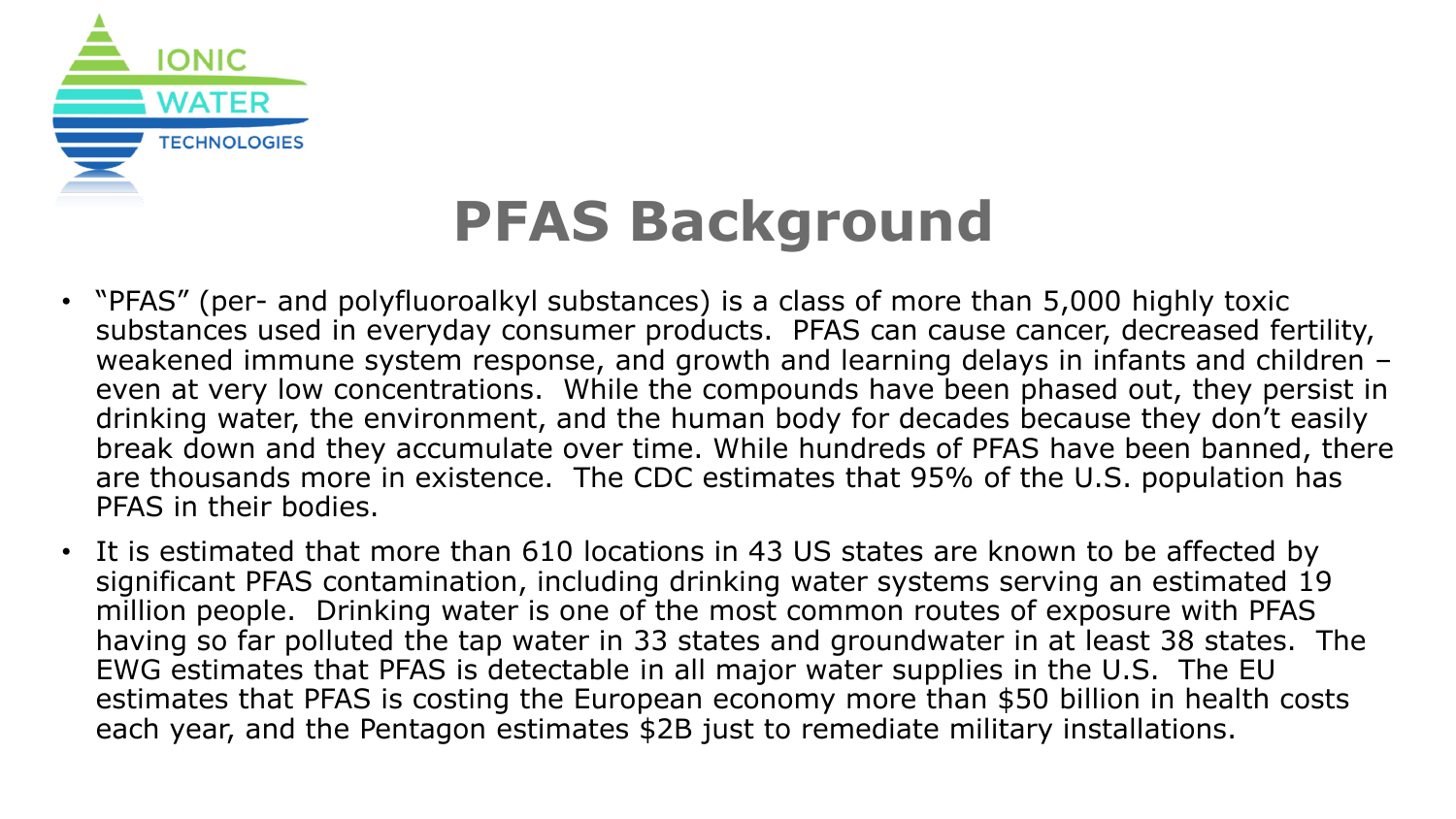# PFAS Background

- "PFAS" (per- and polyfluoroalkyl substances) is a class of more than 5,000 highly toxic substances used in everyday consumer products. PFAS can cause cancer, decreased fertility, weakened immune system response, and growth and learning delays in infants and children – even at very low concentrations. While the compounds have been phased out, they persist in drinking water, the environment, and the human body for decades because they don't easily break down and they accumulate over time. While hundreds of PFAS have been banned, there are thousands more in existence. The CDC estimates that 95% of the U.S. population has PFAS in their bodies.
- It is estimated that more than 610 locations in 43 US states are known to be affected by significant PFAS contamination, including drinking water systems serving an estimated 19 million people. Drinking water is one of the most common routes of exposure with PFAS having so far polluted the tap water in 33 states and groundwater in at least 38 states. The EWG estimates that PFAS is detectable in all major water supplies in the U.S. The EU estimates that PFAS is costing the European economy more than $50 billion in health costs each year, and the Pentagon estimates $2B just to remediate military installations.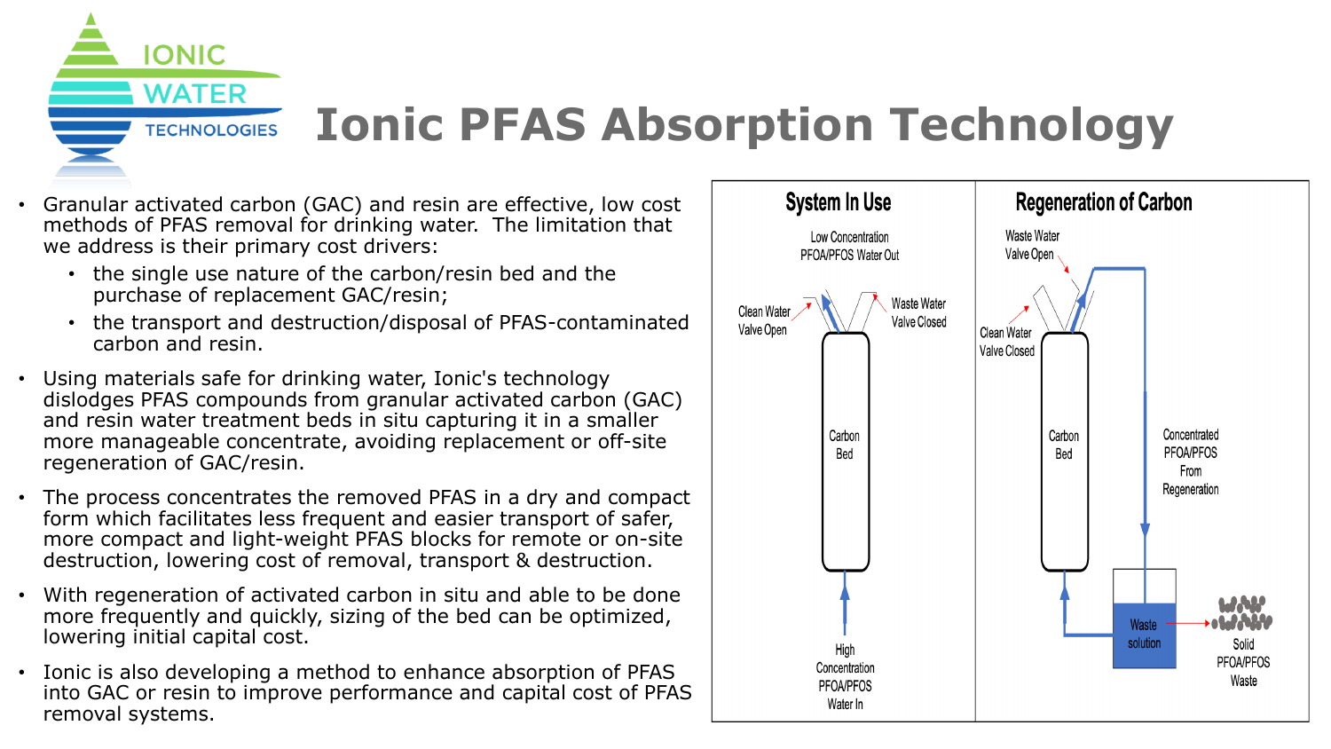# Ionic PFAS Absorption Technology

- Granular activated carbon (GAC) and resin are effective, low cost methods of PFAS removal for drinking water. The limitation that we address is their primary cost drivers:
  - the single use nature of the carbon/resin bed and the purchase of replacement GAC/resin;
  - the transport and destruction/disposal of PFAS-contaminated carbon and resin.
- Using materials safe for drinking water, Ionic's technology dislodges PFAS compounds from granular activated carbon (GAC) and resin water treatment beds in situ capturing it in a smaller more manageable concentrate, avoiding replacement or off-site regeneration of GAC/resin.
- The process concentrates the removed PFAS in a dry and compact form which facilitates less frequent and easier transport of safer, more compact and light-weight PFAS blocks for remote or on-site destruction, lowering cost of removal, transport & destruction.
- With regeneration of activated carbon in situ and able to be done more frequently and quickly, sizing of the bed can be optimized, lowering initial capital cost.
- Ionic is also developing a method to enhance absorption of PFAS into GAC or resin to improve performance and capital cost of PFAS removal systems.

**System In Use**

Low Concentration PFOA/PFOS Water Out

Clean Water Valve Open

Waste Water Valve Closed

Carbon Bed

High Concentration PFOA/PFOS Water In

**Regeneration of Carbon**

Waste Water Valve Open

Clean Water Valve Closed

Carbon Bed

Concentrated PFOA/PFOS From Regeneration

Waste solution

Solid PFOA/PFOS Waste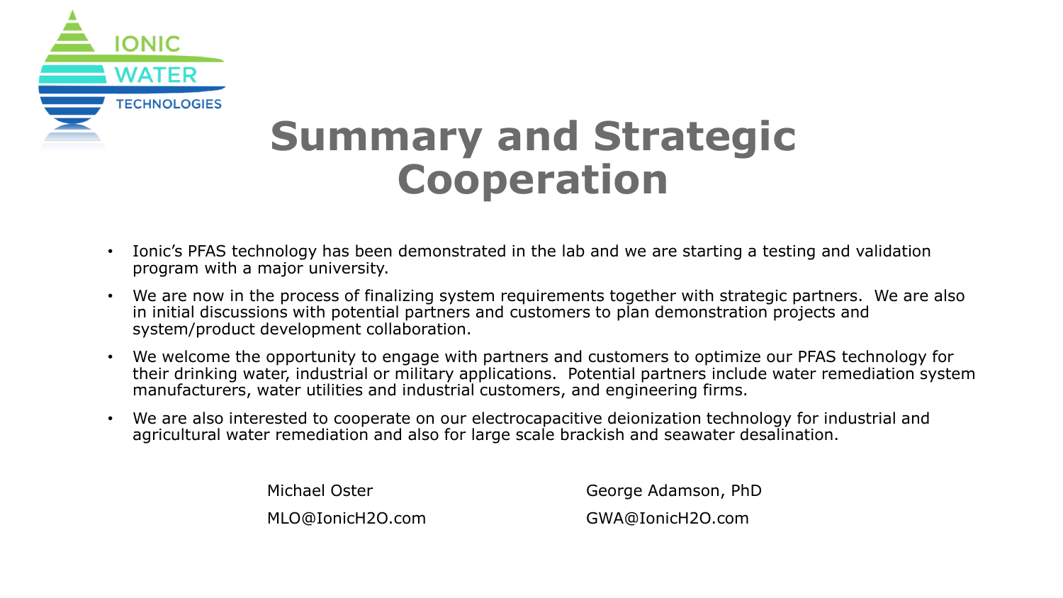IONIC WATER TECHNOLOGIES

# Summary and Strategic Cooperation

- Ionic's PFAS technology has been demonstrated in the lab and we are starting a testing and validation program with a major university.
- We are now in the process of finalizing system requirements together with strategic partners. We are also in initial discussions with potential partners and customers to plan demonstration projects and system/product development collaboration.
- We welcome the opportunity to engage with partners and customers to optimize our PFAS technology for their drinking water, industrial or military applications. Potential partners include water remediation system manufacturers, water utilities and industrial customers, and engineering firms.
- We are also interested to cooperate on our electrocapacitive deionization technology for industrial and agricultural water remediation and also for large scale brackish and seawater desalination.

Michael Oster
MLO@IonicH2O.com

George Adamson, PhD
GWA@IonicH2O.com